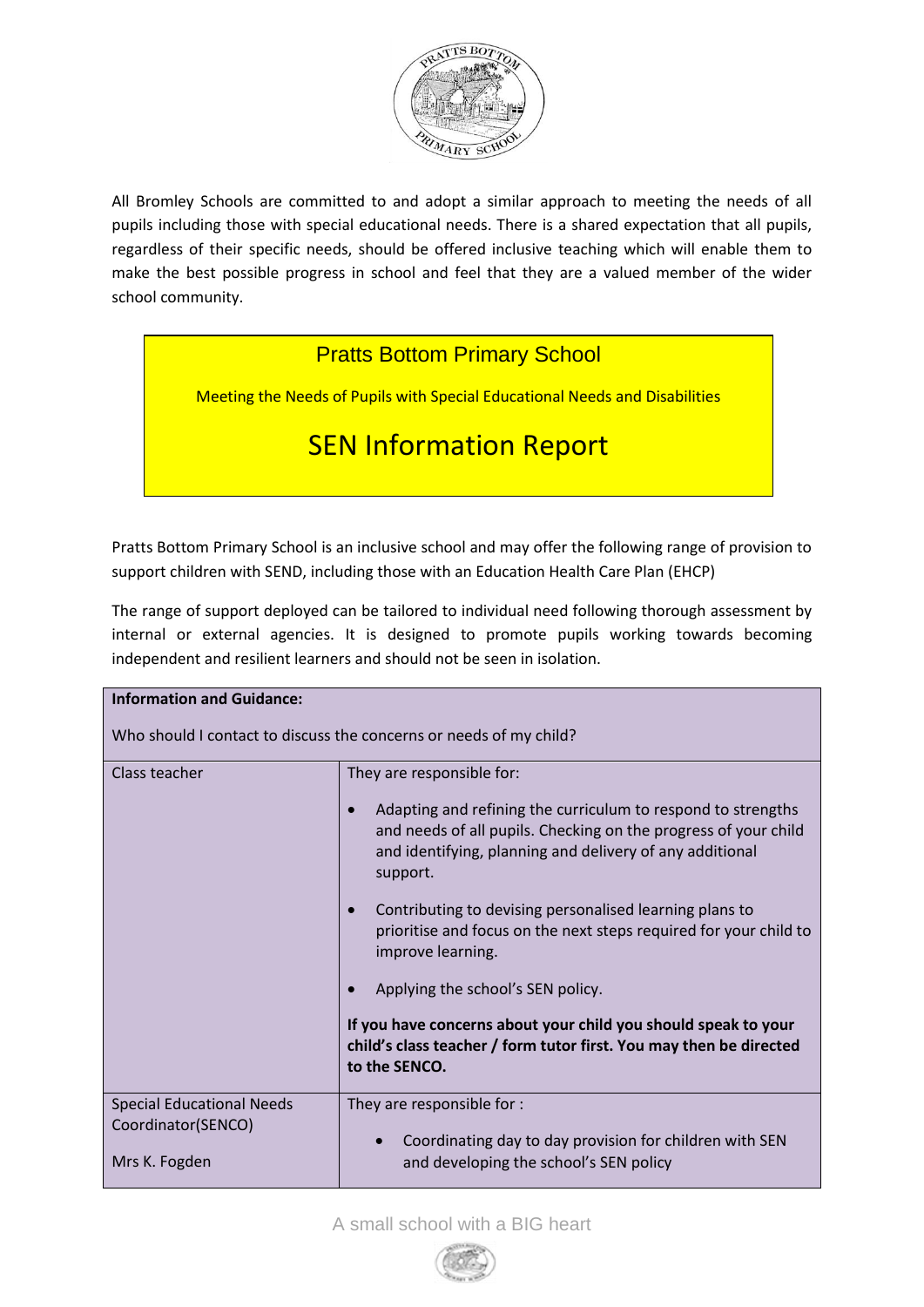All Bromley Schools are committed to and adopt a similar approach to meeting the needs of all pupils including those with special educational needs. There is a shared expectation that all pupils, regardless of their specific needs, should be offered inclusive teaching which will enable them to make the best possible progress in school and feel that they are a valued member of the wider school community.

# Pratts Bottom Primary School

Meeting the Needs of Pupils with Special Educational Needs and Disabilities

# SEN Information Report

Pratts Bottom Primary School is an inclusive school and may offer the following range of provision to support children with SEND, including those with an Education Health Care Plan (EHCP)

The range of support deployed can be tailored to individual need following thorough assessment by internal or external agencies. It is designed to promote pupils working towards becoming independent and resilient learners and should not be seen in isolation.

| **Information and Guidance:**<br><br>Who should I contact to discuss the concerns or needs of my child? | |
|---|---|
| Class teacher | They are responsible for:<br><br>• Adapting and refining the curriculum to respond to strengths and needs of all pupils. Checking on the progress of your child and identifying, planning and delivery of any additional support.<br><br>• Contributing to devising personalised learning plans to prioritise and focus on the next steps required for your child to improve learning.<br><br>• Applying the school's SEN policy.<br><br>**If you have concerns about your child you should speak to your child's class teacher / form tutor first. You may then be directed to the SENCO.** |
| Special Educational Needs Coordinator(SENCO)<br><br>Mrs K. Fogden | They are responsible for :<br><br>• Coordinating day to day provision for children with SEN and developing the school's SEN policy |

A small school with a BIG heart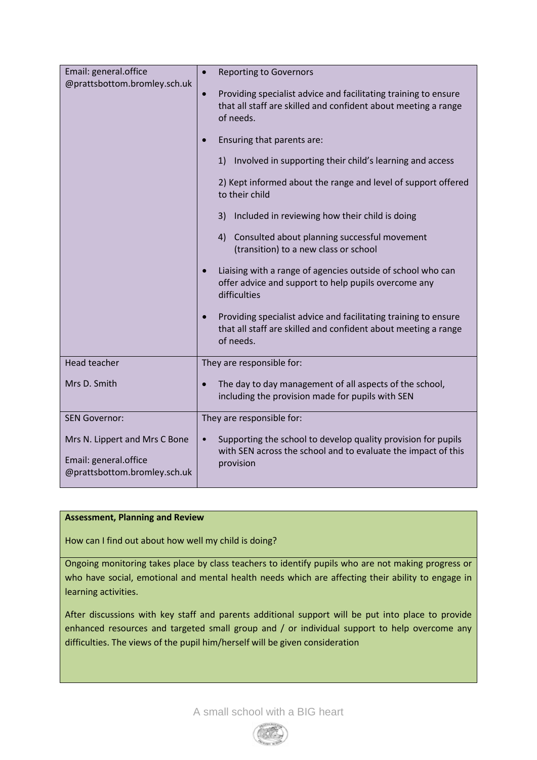| | |
|---|---|
| Email: general.office @prattsbottom.bromley.sch.uk | • Reporting to Governors<br>• Providing specialist advice and facilitating training to ensure that all staff are skilled and confident about meeting a range of needs.<br>• Ensuring that parents are:<br>1) Involved in supporting their child's learning and access<br>2) Kept informed about the range and level of support offered to their child<br>3) Included in reviewing how their child is doing<br>4) Consulted about planning successful movement (transition) to a new class or school<br>• Liaising with a range of agencies outside of school who can offer advice and support to help pupils overcome any difficulties<br>• Providing specialist advice and facilitating training to ensure that all staff are skilled and confident about meeting a range of needs. |
| Head teacher<br><br>Mrs D. Smith | They are responsible for:<br>• The day to day management of all aspects of the school, including the provision made for pupils with SEN |
| SEN Governor:<br><br>Mrs N. Lippert and Mrs C Bone<br><br>Email: general.office @prattsbottom.bromley.sch.uk | They are responsible for:<br>• Supporting the school to develop quality provision for pupils with SEN across the school and to evaluate the impact of this provision |

**Assessment, Planning and Review**

How can I find out about how well my child is doing?

Ongoing monitoring takes place by class teachers to identify pupils who are not making progress or who have social, emotional and mental health needs which are affecting their ability to engage in learning activities.

After discussions with key staff and parents additional support will be put into place to provide enhanced resources and targeted small group and / or individual support to help overcome any difficulties. The views of the pupil him/herself will be given consideration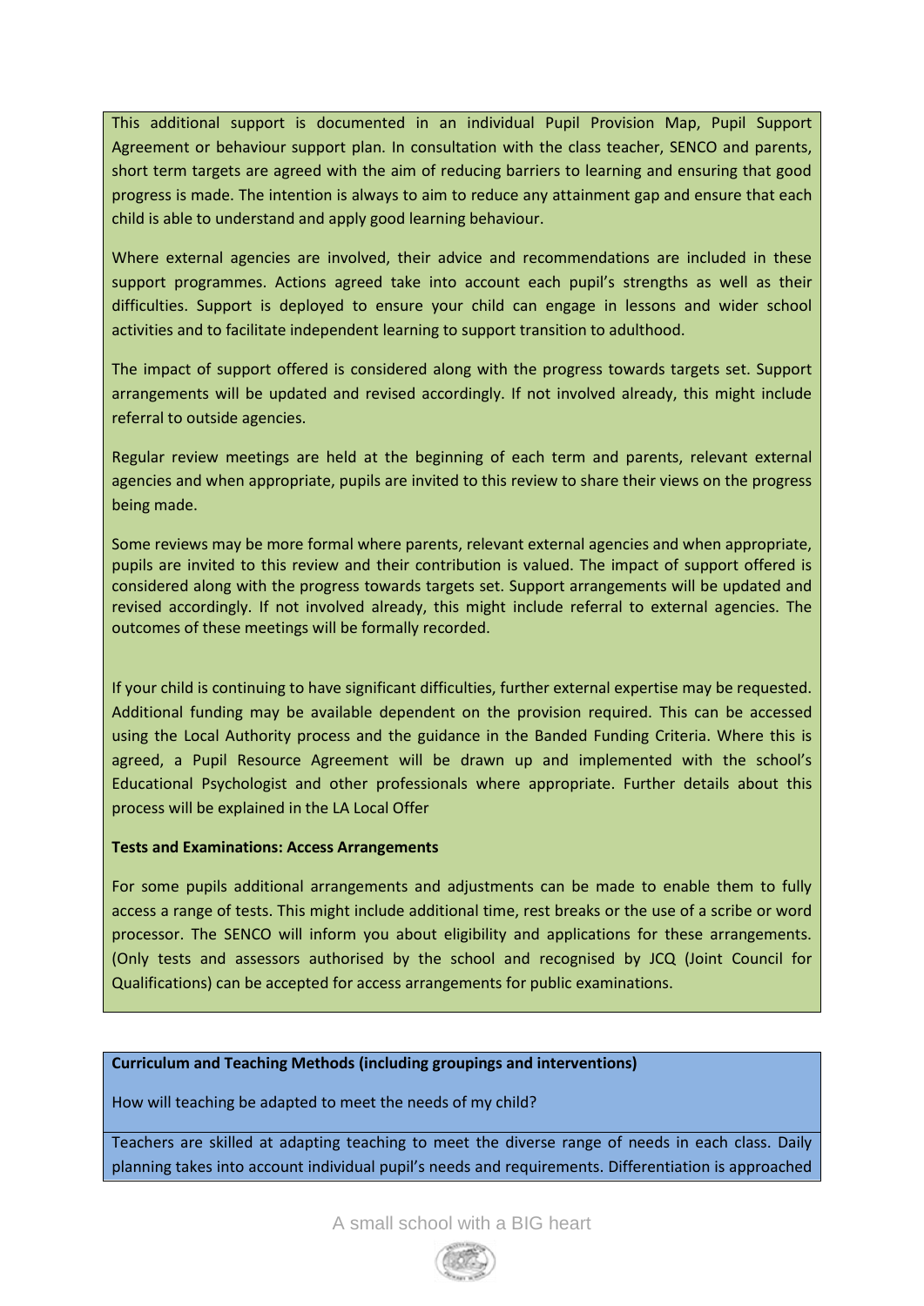This additional support is documented in an individual Pupil Provision Map, Pupil Support Agreement or behaviour support plan. In consultation with the class teacher, SENCO and parents, short term targets are agreed with the aim of reducing barriers to learning and ensuring that good progress is made. The intention is always to aim to reduce any attainment gap and ensure that each child is able to understand and apply good learning behaviour.

Where external agencies are involved, their advice and recommendations are included in these support programmes. Actions agreed take into account each pupil's strengths as well as their difficulties. Support is deployed to ensure your child can engage in lessons and wider school activities and to facilitate independent learning to support transition to adulthood.

The impact of support offered is considered along with the progress towards targets set. Support arrangements will be updated and revised accordingly. If not involved already, this might include referral to outside agencies.

Regular review meetings are held at the beginning of each term and parents, relevant external agencies and when appropriate, pupils are invited to this review to share their views on the progress being made.

Some reviews may be more formal where parents, relevant external agencies and when appropriate, pupils are invited to this review and their contribution is valued. The impact of support offered is considered along with the progress towards targets set. Support arrangements will be updated and revised accordingly. If not involved already, this might include referral to external agencies. The outcomes of these meetings will be formally recorded.

If your child is continuing to have significant difficulties, further external expertise may be requested. Additional funding may be available dependent on the provision required. This can be accessed using the Local Authority process and the guidance in the Banded Funding Criteria. Where this is agreed, a Pupil Resource Agreement will be drawn up and implemented with the school's Educational Psychologist and other professionals where appropriate. Further details about this process will be explained in the LA Local Offer

**Tests and Examinations: Access Arrangements**

For some pupils additional arrangements and adjustments can be made to enable them to fully access a range of tests. This might include additional time, rest breaks or the use of a scribe or word processor. The SENCO will inform you about eligibility and applications for these arrangements. (Only tests and assessors authorised by the school and recognised by JCQ (Joint Council for Qualifications) can be accepted for access arrangements for public examinations.

**Curriculum and Teaching Methods (including groupings and interventions)**

How will teaching be adapted to meet the needs of my child?

Teachers are skilled at adapting teaching to meet the diverse range of needs in each class. Daily planning takes into account individual pupil's needs and requirements. Differentiation is approached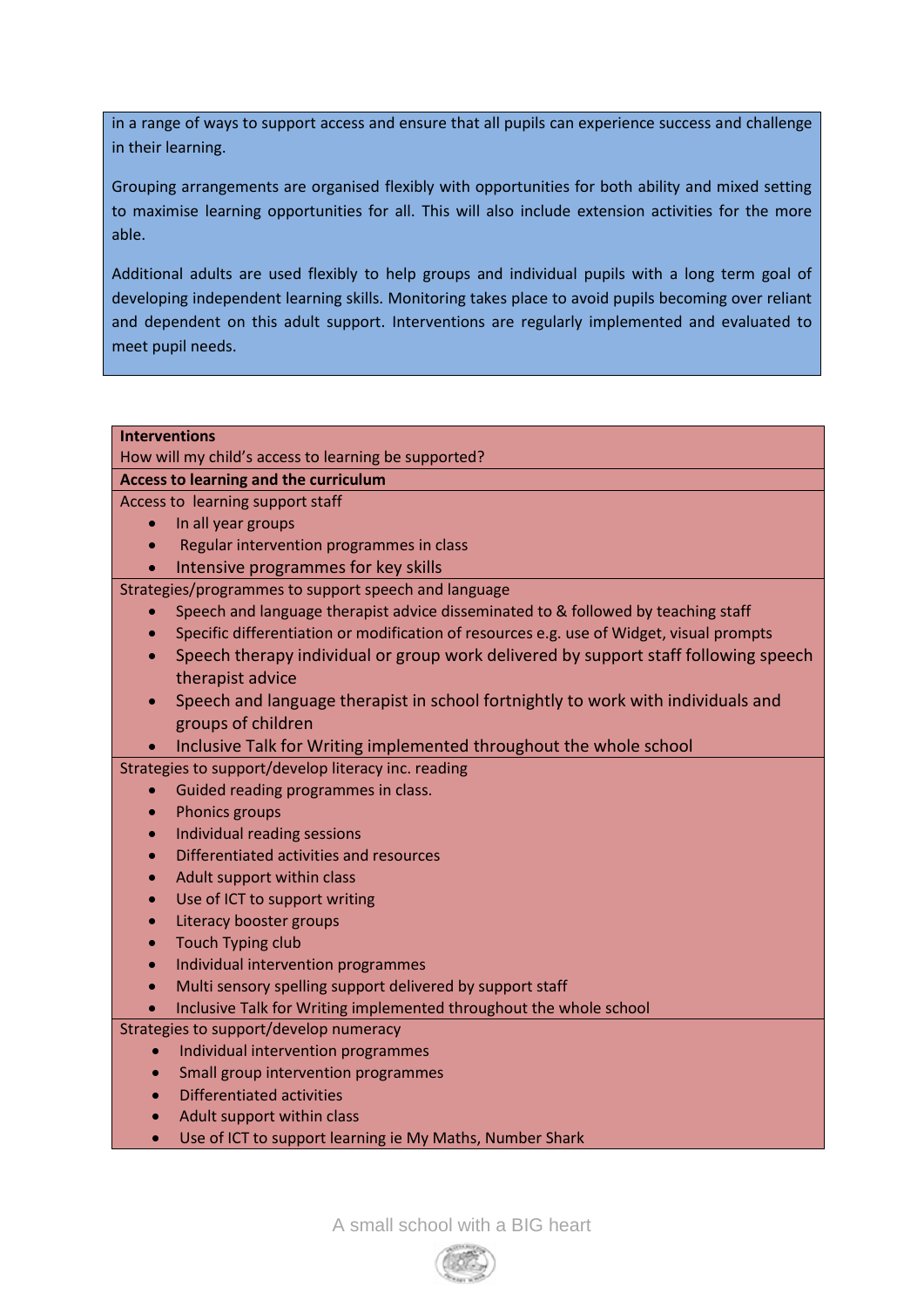in a range of ways to support access and ensure that all pupils can experience success and challenge in their learning.

Grouping arrangements are organised flexibly with opportunities for both ability and mixed setting to maximise learning opportunities for all. This will also include extension activities for the more able.

Additional adults are used flexibly to help groups and individual pupils with a long term goal of developing independent learning skills. Monitoring takes place to avoid pupils becoming over reliant and dependent on this adult support. Interventions are regularly implemented and evaluated to meet pupil needs.

**Interventions**

How will my child's access to learning be supported?

**Access to learning and the curriculum**

Access to learning support staff

- In all year groups
- Regular intervention programmes in class
- Intensive programmes for key skills

Strategies/programmes to support speech and language

- Speech and language therapist advice disseminated to & followed by teaching staff
- Specific differentiation or modification of resources e.g. use of Widget, visual prompts
- Speech therapy individual or group work delivered by support staff following speech therapist advice
- Speech and language therapist in school fortnightly to work with individuals and groups of children
- Inclusive Talk for Writing implemented throughout the whole school

Strategies to support/develop literacy inc. reading

- Guided reading programmes in class.
- Phonics groups
- Individual reading sessions
- Differentiated activities and resources
- Adult support within class
- Use of ICT to support writing
- Literacy booster groups
- Touch Typing club
- Individual intervention programmes
- Multi sensory spelling support delivered by support staff
- Inclusive Talk for Writing implemented throughout the whole school

Strategies to support/develop numeracy

- Individual intervention programmes
- Small group intervention programmes
- Differentiated activities
- Adult support within class
- Use of ICT to support learning ie My Maths, Number Shark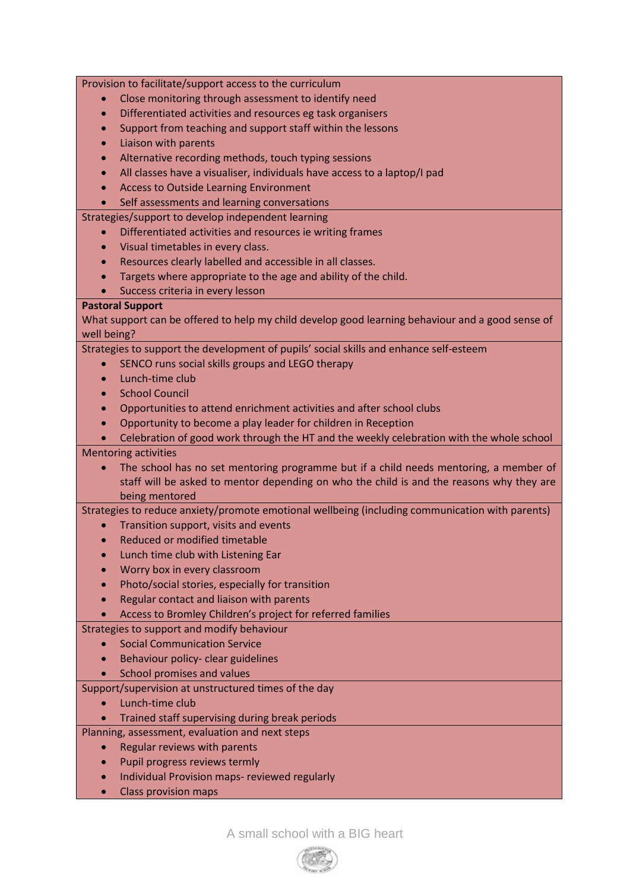Provision to facilitate/support access to the curriculum

- Close monitoring through assessment to identify need
- Differentiated activities and resources eg task organisers
- Support from teaching and support staff within the lessons
- Liaison with parents
- Alternative recording methods, touch typing sessions
- All classes have a visualiser, individuals have access to a laptop/I pad
- Access to Outside Learning Environment
- Self assessments and learning conversations

Strategies/support to develop independent learning

- Differentiated activities and resources ie writing frames
- Visual timetables in every class.
- Resources clearly labelled and accessible in all classes.
- Targets where appropriate to the age and ability of the child.
- Success criteria in every lesson

**Pastoral Support**

What support can be offered to help my child develop good learning behaviour and a good sense of well being?

Strategies to support the development of pupils' social skills and enhance self-esteem

- SENCO runs social skills groups and LEGO therapy
- Lunch-time club
- School Council
- Opportunities to attend enrichment activities and after school clubs
- Opportunity to become a play leader for children in Reception
- Celebration of good work through the HT and the weekly celebration with the whole school

Mentoring activities

- The school has no set mentoring programme but if a child needs mentoring, a member of staff will be asked to mentor depending on who the child is and the reasons why they are being mentored

Strategies to reduce anxiety/promote emotional wellbeing (including communication with parents)

- Transition support, visits and events
- Reduced or modified timetable
- Lunch time club with Listening Ear
- Worry box in every classroom
- Photo/social stories, especially for transition
- Regular contact and liaison with parents
- Access to Bromley Children's project for referred families

Strategies to support and modify behaviour

- Social Communication Service
- Behaviour policy- clear guidelines
- School promises and values

Support/supervision at unstructured times of the day

- Lunch-time club
- Trained staff supervising during break periods

Planning, assessment, evaluation and next steps

- Regular reviews with parents
- Pupil progress reviews termly
- Individual Provision maps- reviewed regularly
- Class provision maps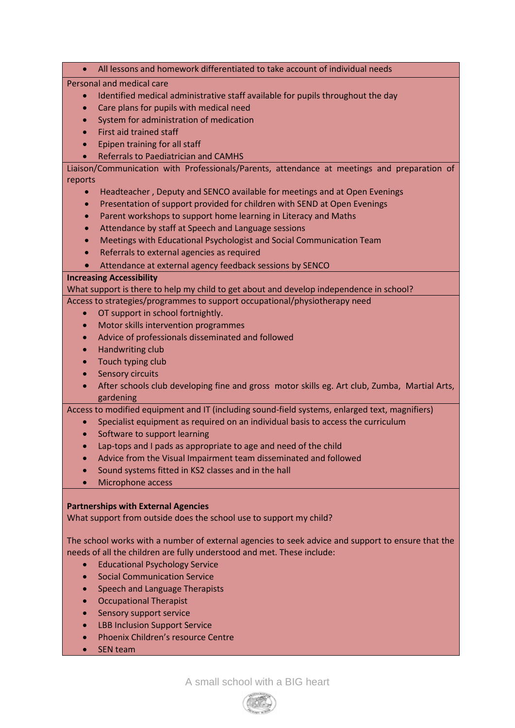- All lessons and homework differentiated to take account of individual needs

Personal and medical care

- Identified medical administrative staff available for pupils throughout the day
- Care plans for pupils with medical need
- System for administration of medication
- First aid trained staff
- Epipen training for all staff
- Referrals to Paediatrician and CAMHS

Liaison/Communication with Professionals/Parents, attendance at meetings and preparation of reports

- Headteacher , Deputy and SENCO available for meetings and at Open Evenings
- Presentation of support provided for children with SEND at Open Evenings
- Parent workshops to support home learning in Literacy and Maths
- Attendance by staff at Speech and Language sessions
- Meetings with Educational Psychologist and Social Communication Team
- Referrals to external agencies as required
- Attendance at external agency feedback sessions by SENCO

**Increasing Accessibility**

What support is there to help my child to get about and develop independence in school?

Access to strategies/programmes to support occupational/physiotherapy need

- OT support in school fortnightly.
- Motor skills intervention programmes
- Advice of professionals disseminated and followed
- Handwriting club
- Touch typing club
- Sensory circuits
- After schools club developing fine and gross motor skills eg. Art club, Zumba, Martial Arts, gardening

Access to modified equipment and IT (including sound-field systems, enlarged text, magnifiers)

- Specialist equipment as required on an individual basis to access the curriculum
- Software to support learning
- Lap-tops and I pads as appropriate to age and need of the child
- Advice from the Visual Impairment team disseminated and followed
- Sound systems fitted in KS2 classes and in the hall
- Microphone access

**Partnerships with External Agencies**

What support from outside does the school use to support my child?

The school works with a number of external agencies to seek advice and support to ensure that the needs of all the children are fully understood and met. These include:

- Educational Psychology Service
- Social Communication Service
- Speech and Language Therapists
- Occupational Therapist
- Sensory support service
- LBB Inclusion Support Service
- Phoenix Children's resource Centre
- SEN team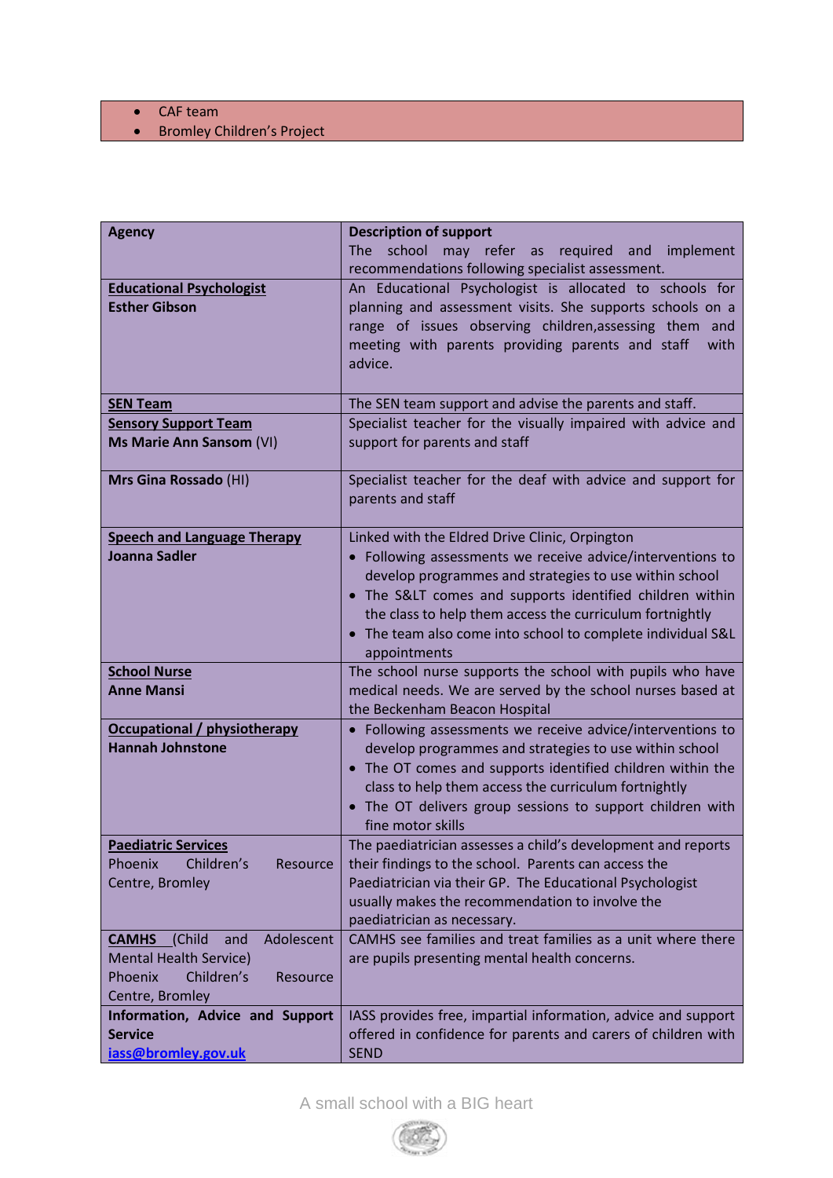- CAF team
- Bromley Children's Project

| Agency | Description of support The school may refer as required and implement recommendations following specialist assessment. |
|---|---|
| **Educational Psychologist** **Esther Gibson** | An Educational Psychologist is allocated to schools for planning and assessment visits. She supports schools on a range of issues observing children,assessing them and meeting with parents providing parents and staff with advice. |
| **SEN Team** | The SEN team support and advise the parents and staff. |
| **Sensory Support Team** **Ms Marie Ann Sansom** (VI) | Specialist teacher for the visually impaired with advice and support for parents and staff |
| **Mrs Gina Rossado** (HI) | Specialist teacher for the deaf with advice and support for parents and staff |
| **Speech and Language Therapy** **Joanna Sadler** | Linked with the Eldred Drive Clinic, Orpington • Following assessments we receive advice/interventions to develop programmes and strategies to use within school • The S&LT comes and supports identified children within the class to help them access the curriculum fortnightly • The team also come into school to complete individual S&L appointments |
| **School Nurse** **Anne Mansi** | The school nurse supports the school with pupils who have medical needs. We are served by the school nurses based at the Beckenham Beacon Hospital |
| **Occupational / physiotherapy** **Hannah Johnstone** | • Following assessments we receive advice/interventions to develop programmes and strategies to use within school • The OT comes and supports identified children within the class to help them access the curriculum fortnightly • The OT delivers group sessions to support children with fine motor skills |
| **Paediatric Services** Phoenix Children's Resource Centre, Bromley | The paediatrician assesses a child's development and reports their findings to the school. Parents can access the Paediatrician via their GP. The Educational Psychologist usually makes the recommendation to involve the paediatrician as necessary. |
| **CAMHS** (Child and Adolescent Mental Health Service) Phoenix Children's Resource Centre, Bromley | CAMHS see families and treat families as a unit where there are pupils presenting mental health concerns. |
| **Information, Advice and Support Service** iass@bromley.gov.uk | IASS provides free, impartial information, advice and support offered in confidence for parents and carers of children with SEND |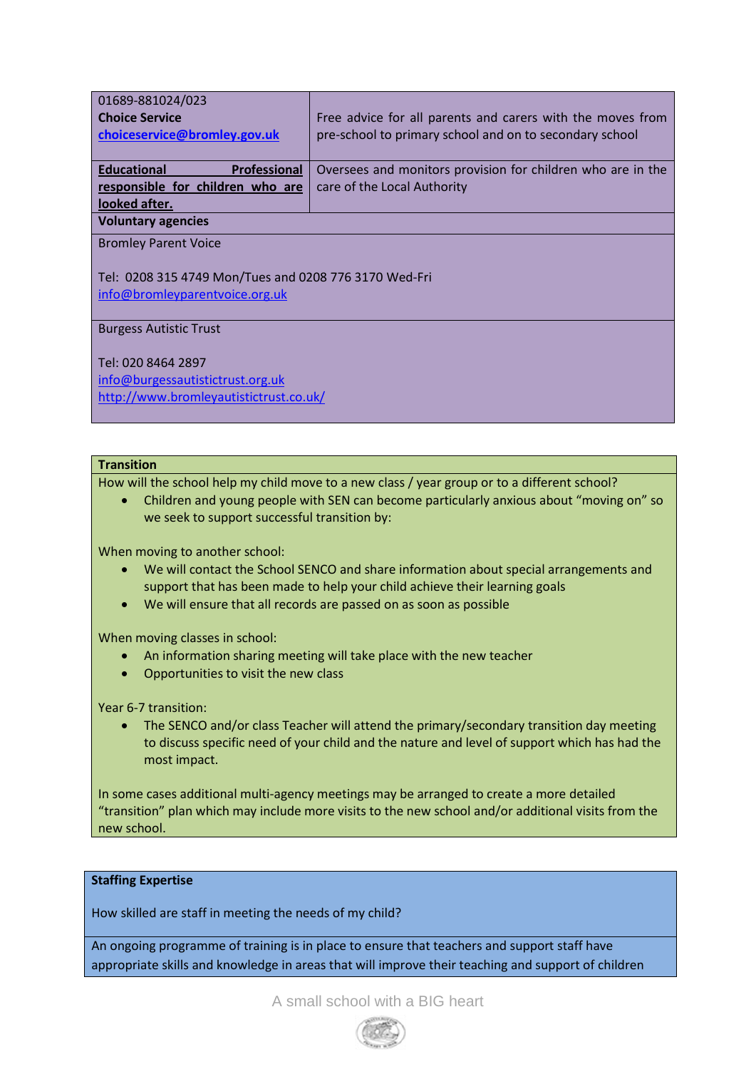| | |
|---|---|
| 01689-881024/023<br>**Choice Service**<br>**choiceservice@bromley.gov.uk** | Free advice for all parents and carers with the moves from pre-school to primary school and on to secondary school |
| **Educational Professional responsible for children who are looked after.** | Oversees and monitors provision for children who are in the care of the Local Authority |
| **Voluntary agencies** | |
| Bromley Parent Voice<br><br>Tel: 0208 315 4749 Mon/Tues and 0208 776 3170 Wed-Fri<br>info@bromleyparentvoice.org.uk | |
| Burgess Autistic Trust<br><br>Tel: 020 8464 2897<br>info@burgessautistictrust.org.uk<br>http://www.bromleyautistictrust.co.uk/ | |

**Transition**

How will the school help my child move to a new class / year group or to a different school?

- Children and young people with SEN can become particularly anxious about "moving on" so we seek to support successful transition by:

When moving to another school:

- We will contact the School SENCO and share information about special arrangements and support that has been made to help your child achieve their learning goals
- We will ensure that all records are passed on as soon as possible

When moving classes in school:

- An information sharing meeting will take place with the new teacher
- Opportunities to visit the new class

Year 6-7 transition:

- The SENCO and/or class Teacher will attend the primary/secondary transition day meeting to discuss specific need of your child and the nature and level of support which has had the most impact.

In some cases additional multi-agency meetings may be arranged to create a more detailed "transition" plan which may include more visits to the new school and/or additional visits from the new school.

**Staffing Expertise**

How skilled are staff in meeting the needs of my child?

An ongoing programme of training is in place to ensure that teachers and support staff have appropriate skills and knowledge in areas that will improve their teaching and support of children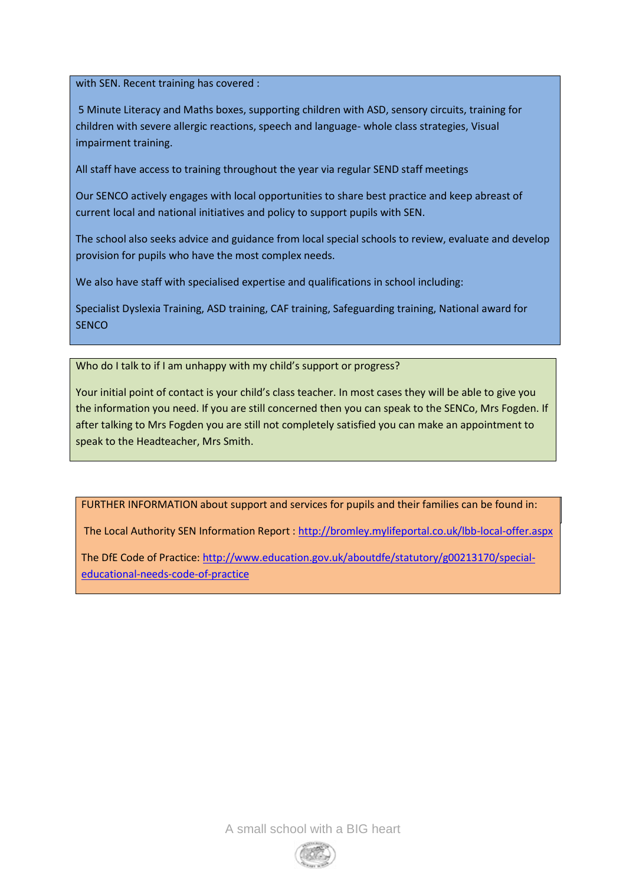with SEN. Recent training has covered :

5 Minute Literacy and Maths boxes, supporting children with ASD, sensory circuits, training for children with severe allergic reactions, speech and language- whole class strategies, Visual impairment training.

All staff have access to training throughout the year via regular SEND staff meetings

Our SENCO actively engages with local opportunities to share best practice and keep abreast of current local and national initiatives and policy to support pupils with SEN.

The school also seeks advice and guidance from local special schools to review, evaluate and develop provision for pupils who have the most complex needs.

We also have staff with specialised expertise and qualifications in school including:

Specialist Dyslexia Training, ASD training, CAF training, Safeguarding training, National award for SENCO

Who do I talk to if I am unhappy with my child's support or progress?

Your initial point of contact is your child's class teacher. In most cases they will be able to give you the information you need. If you are still concerned then you can speak to the SENCo, Mrs Fogden. If after talking to Mrs Fogden you are still not completely satisfied you can make an appointment to speak to the Headteacher, Mrs Smith.

FURTHER INFORMATION about support and services for pupils and their families can be found in:

The Local Authority SEN Information Report : http://bromley.mylifeportal.co.uk/lbb-local-offer.aspx

The DfE Code of Practice: http://www.education.gov.uk/aboutdfe/statutory/g00213170/special-educational-needs-code-of-practice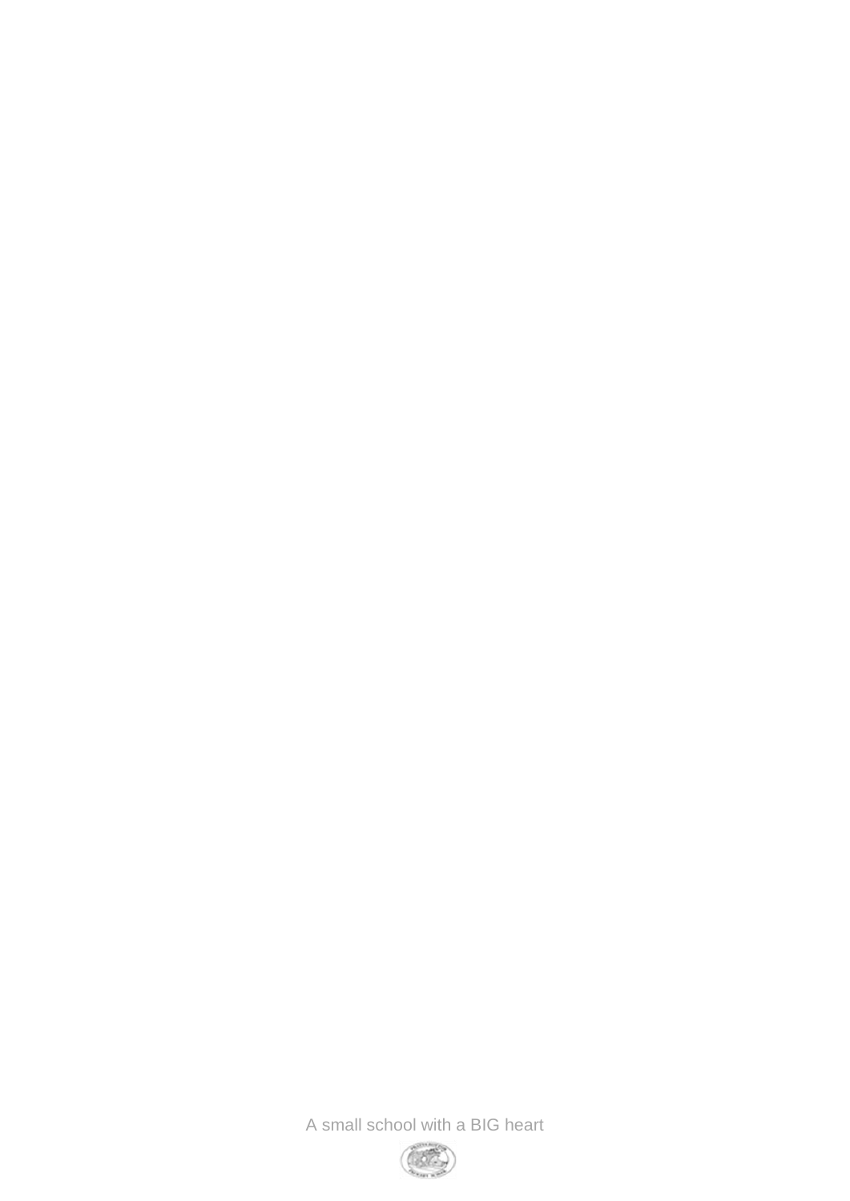A small school with a BIG heart